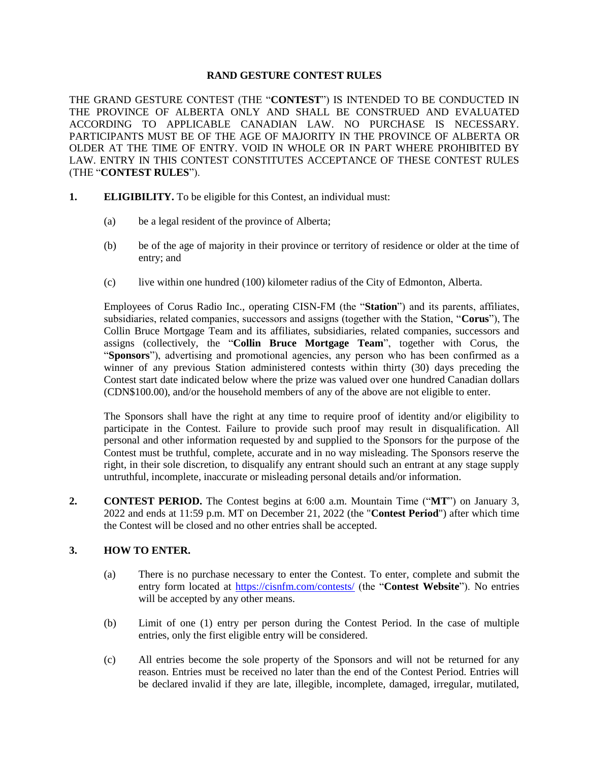# RAND GESTURE CONTEST RULES

THE GRAND GESTURE CONTEST (THE "**CONTEST**") IS INTENDED TO BE CONDUCTED IN THE PROVINCE OF ALBERTA ONLY AND SHALL BE CONSTRUED AND EVALUATED ACCORDING TO APPLICABLE CANADIAN LAW. NO PURCHASE IS NECESSARY. PARTICIPANTS MUST BE OF THE AGE OF MAJORITY IN THE PROVINCE OF ALBERTA OR OLDER AT THE TIME OF ENTRY. VOID IN WHOLE OR IN PART WHERE PROHIBITED BY LAW. ENTRY IN THIS CONTEST CONSTITUTES ACCEPTANCE OF THESE CONTEST RULES (THE "**CONTEST RULES**").

**1. ELIGIBILITY.** To be eligible for this Contest, an individual must:

(a) be a legal resident of the province of Alberta;

(b) be of the age of majority in their province or territory of residence or older at the time of entry; and

(c) live within one hundred (100) kilometer radius of the City of Edmonton, Alberta.

Employees of Corus Radio Inc., operating CISN-FM (the "**Station**") and its parents, affiliates, subsidiaries, related companies, successors and assigns (together with the Station, "**Corus**"), The Collin Bruce Mortgage Team and its affiliates, subsidiaries, related companies, successors and assigns (collectively, the "**Collin Bruce Mortgage Team**", together with Corus, the "**Sponsors**"), advertising and promotional agencies, any person who has been confirmed as a winner of any previous Station administered contests within thirty (30) days preceding the Contest start date indicated below where the prize was valued over one hundred Canadian dollars (CDN$100.00), and/or the household members of any of the above are not eligible to enter.

The Sponsors shall have the right at any time to require proof of identity and/or eligibility to participate in the Contest. Failure to provide such proof may result in disqualification. All personal and other information requested by and supplied to the Sponsors for the purpose of the Contest must be truthful, complete, accurate and in no way misleading. The Sponsors reserve the right, in their sole discretion, to disqualify any entrant should such an entrant at any stage supply untruthful, incomplete, inaccurate or misleading personal details and/or information.

**2. CONTEST PERIOD.** The Contest begins at 6:00 a.m. Mountain Time ("**MT**") on January 3, 2022 and ends at 11:59 p.m. MT on December 21, 2022 (the "**Contest Period**") after which time the Contest will be closed and no other entries shall be accepted.

**3. HOW TO ENTER.**

(a) There is no purchase necessary to enter the Contest. To enter, complete and submit the entry form located at https://cisnfm.com/contests/ (the "**Contest Website**"). No entries will be accepted by any other means.

(b) Limit of one (1) entry per person during the Contest Period. In the case of multiple entries, only the first eligible entry will be considered.

(c) All entries become the sole property of the Sponsors and will not be returned for any reason. Entries must be received no later than the end of the Contest Period. Entries will be declared invalid if they are late, illegible, incomplete, damaged, irregular, mutilated,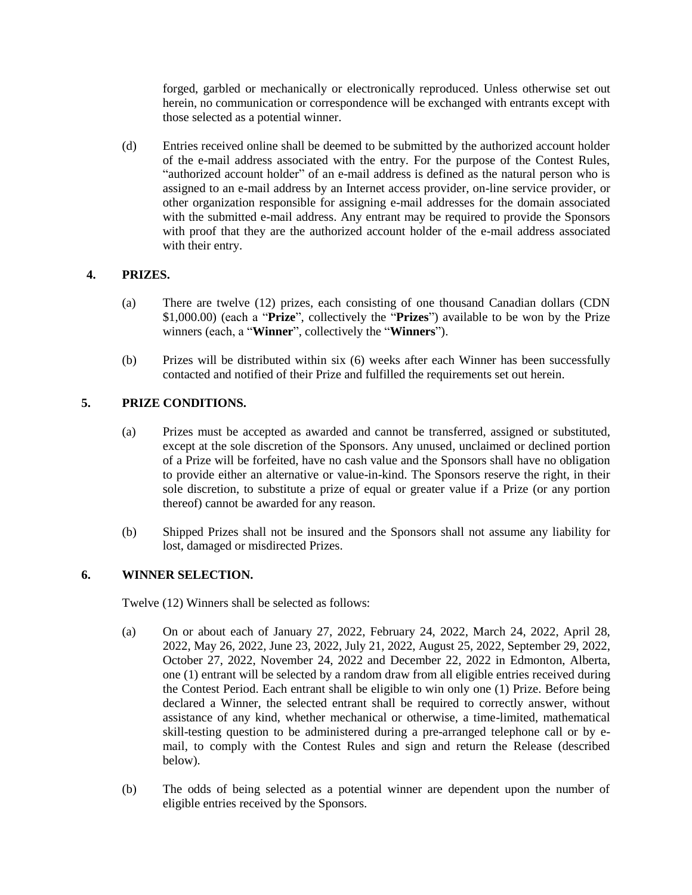forged, garbled or mechanically or electronically reproduced. Unless otherwise set out herein, no communication or correspondence will be exchanged with entrants except with those selected as a potential winner.

(d) Entries received online shall be deemed to be submitted by the authorized account holder of the e-mail address associated with the entry. For the purpose of the Contest Rules, "authorized account holder" of an e-mail address is defined as the natural person who is assigned to an e-mail address by an Internet access provider, on-line service provider, or other organization responsible for assigning e-mail addresses for the domain associated with the submitted e-mail address. Any entrant may be required to provide the Sponsors with proof that they are the authorized account holder of the e-mail address associated with their entry.

## 4. PRIZES.

(a) There are twelve (12) prizes, each consisting of one thousand Canadian dollars (CDN $1,000.00) (each a "**Prize**", collectively the "**Prizes**") available to be won by the Prize winners (each, a "**Winner**", collectively the "**Winners**").

(b) Prizes will be distributed within six (6) weeks after each Winner has been successfully contacted and notified of their Prize and fulfilled the requirements set out herein.

## 5. PRIZE CONDITIONS.

(a) Prizes must be accepted as awarded and cannot be transferred, assigned or substituted, except at the sole discretion of the Sponsors. Any unused, unclaimed or declined portion of a Prize will be forfeited, have no cash value and the Sponsors shall have no obligation to provide either an alternative or value-in-kind. The Sponsors reserve the right, in their sole discretion, to substitute a prize of equal or greater value if a Prize (or any portion thereof) cannot be awarded for any reason.

(b) Shipped Prizes shall not be insured and the Sponsors shall not assume any liability for lost, damaged or misdirected Prizes.

## 6. WINNER SELECTION.

Twelve (12) Winners shall be selected as follows:

(a) On or about each of January 27, 2022, February 24, 2022, March 24, 2022, April 28, 2022, May 26, 2022, June 23, 2022, July 21, 2022, August 25, 2022, September 29, 2022, October 27, 2022, November 24, 2022 and December 22, 2022 in Edmonton, Alberta, one (1) entrant will be selected by a random draw from all eligible entries received during the Contest Period. Each entrant shall be eligible to win only one (1) Prize. Before being declared a Winner, the selected entrant shall be required to correctly answer, without assistance of any kind, whether mechanical or otherwise, a time-limited, mathematical skill-testing question to be administered during a pre-arranged telephone call or by e-mail, to comply with the Contest Rules and sign and return the Release (described below).

(b) The odds of being selected as a potential winner are dependent upon the number of eligible entries received by the Sponsors.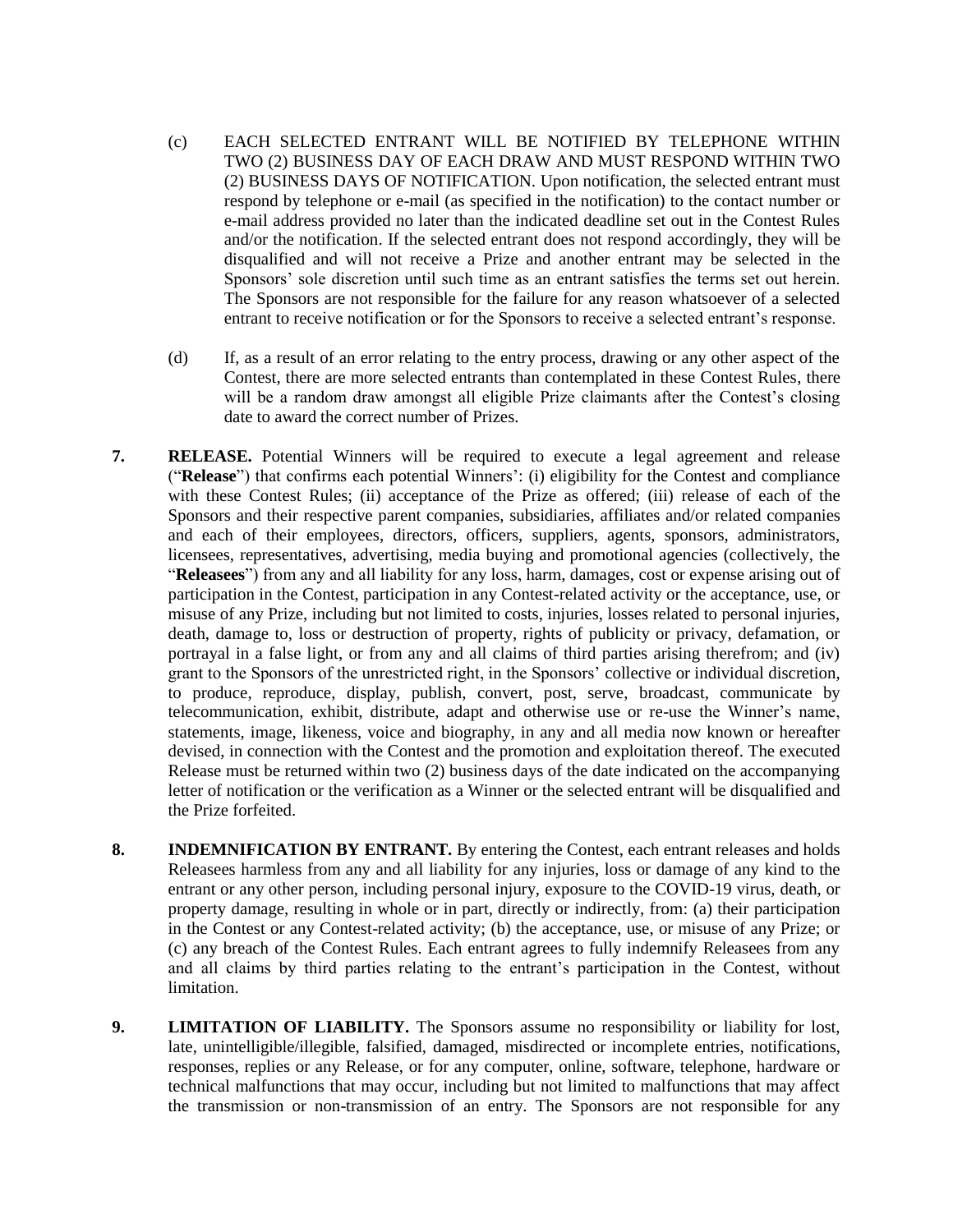(c) EACH SELECTED ENTRANT WILL BE NOTIFIED BY TELEPHONE WITHIN TWO (2) BUSINESS DAY OF EACH DRAW AND MUST RESPOND WITHIN TWO (2) BUSINESS DAYS OF NOTIFICATION. Upon notification, the selected entrant must respond by telephone or e-mail (as specified in the notification) to the contact number or e-mail address provided no later than the indicated deadline set out in the Contest Rules and/or the notification. If the selected entrant does not respond accordingly, they will be disqualified and will not receive a Prize and another entrant may be selected in the Sponsors' sole discretion until such time as an entrant satisfies the terms set out herein. The Sponsors are not responsible for the failure for any reason whatsoever of a selected entrant to receive notification or for the Sponsors to receive a selected entrant's response.

(d) If, as a result of an error relating to the entry process, drawing or any other aspect of the Contest, there are more selected entrants than contemplated in these Contest Rules, there will be a random draw amongst all eligible Prize claimants after the Contest's closing date to award the correct number of Prizes.

**7. RELEASE.** Potential Winners will be required to execute a legal agreement and release ("**Release**") that confirms each potential Winners': (i) eligibility for the Contest and compliance with these Contest Rules; (ii) acceptance of the Prize as offered; (iii) release of each of the Sponsors and their respective parent companies, subsidiaries, affiliates and/or related companies and each of their employees, directors, officers, suppliers, agents, sponsors, administrators, licensees, representatives, advertising, media buying and promotional agencies (collectively, the "**Releasees**") from any and all liability for any loss, harm, damages, cost or expense arising out of participation in the Contest, participation in any Contest-related activity or the acceptance, use, or misuse of any Prize, including but not limited to costs, injuries, losses related to personal injuries, death, damage to, loss or destruction of property, rights of publicity or privacy, defamation, or portrayal in a false light, or from any and all claims of third parties arising therefrom; and (iv) grant to the Sponsors of the unrestricted right, in the Sponsors' collective or individual discretion, to produce, reproduce, display, publish, convert, post, serve, broadcast, communicate by telecommunication, exhibit, distribute, adapt and otherwise use or re-use the Winner's name, statements, image, likeness, voice and biography, in any and all media now known or hereafter devised, in connection with the Contest and the promotion and exploitation thereof. The executed Release must be returned within two (2) business days of the date indicated on the accompanying letter of notification or the verification as a Winner or the selected entrant will be disqualified and the Prize forfeited.

**8. INDEMNIFICATION BY ENTRANT.** By entering the Contest, each entrant releases and holds Releasees harmless from any and all liability for any injuries, loss or damage of any kind to the entrant or any other person, including personal injury, exposure to the COVID-19 virus, death, or property damage, resulting in whole or in part, directly or indirectly, from: (a) their participation in the Contest or any Contest-related activity; (b) the acceptance, use, or misuse of any Prize; or (c) any breach of the Contest Rules. Each entrant agrees to fully indemnify Releasees from any and all claims by third parties relating to the entrant's participation in the Contest, without limitation.

**9. LIMITATION OF LIABILITY.** The Sponsors assume no responsibility or liability for lost, late, unintelligible/illegible, falsified, damaged, misdirected or incomplete entries, notifications, responses, replies or any Release, or for any computer, online, software, telephone, hardware or technical malfunctions that may occur, including but not limited to malfunctions that may affect the transmission or non-transmission of an entry. The Sponsors are not responsible for any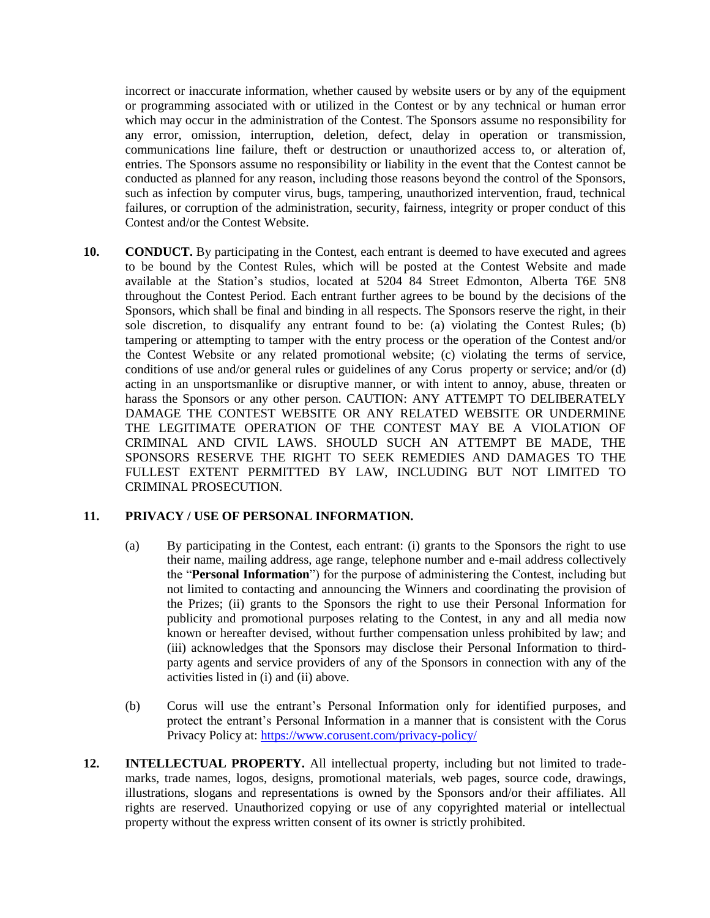incorrect or inaccurate information, whether caused by website users or by any of the equipment or programming associated with or utilized in the Contest or by any technical or human error which may occur in the administration of the Contest. The Sponsors assume no responsibility for any error, omission, interruption, deletion, defect, delay in operation or transmission, communications line failure, theft or destruction or unauthorized access to, or alteration of, entries. The Sponsors assume no responsibility or liability in the event that the Contest cannot be conducted as planned for any reason, including those reasons beyond the control of the Sponsors, such as infection by computer virus, bugs, tampering, unauthorized intervention, fraud, technical failures, or corruption of the administration, security, fairness, integrity or proper conduct of this Contest and/or the Contest Website.

**10. CONDUCT.** By participating in the Contest, each entrant is deemed to have executed and agrees to be bound by the Contest Rules, which will be posted at the Contest Website and made available at the Station's studios, located at 5204 84 Street Edmonton, Alberta T6E 5N8 throughout the Contest Period. Each entrant further agrees to be bound by the decisions of the Sponsors, which shall be final and binding in all respects. The Sponsors reserve the right, in their sole discretion, to disqualify any entrant found to be: (a) violating the Contest Rules; (b) tampering or attempting to tamper with the entry process or the operation of the Contest and/or the Contest Website or any related promotional website; (c) violating the terms of service, conditions of use and/or general rules or guidelines of any Corus property or service; and/or (d) acting in an unsportsmanlike or disruptive manner, or with intent to annoy, abuse, threaten or harass the Sponsors or any other person. CAUTION: ANY ATTEMPT TO DELIBERATELY DAMAGE THE CONTEST WEBSITE OR ANY RELATED WEBSITE OR UNDERMINE THE LEGITIMATE OPERATION OF THE CONTEST MAY BE A VIOLATION OF CRIMINAL AND CIVIL LAWS. SHOULD SUCH AN ATTEMPT BE MADE, THE SPONSORS RESERVE THE RIGHT TO SEEK REMEDIES AND DAMAGES TO THE FULLEST EXTENT PERMITTED BY LAW, INCLUDING BUT NOT LIMITED TO CRIMINAL PROSECUTION.

**11. PRIVACY / USE OF PERSONAL INFORMATION.**

(a) By participating in the Contest, each entrant: (i) grants to the Sponsors the right to use their name, mailing address, age range, telephone number and e-mail address collectively the "**Personal Information**") for the purpose of administering the Contest, including but not limited to contacting and announcing the Winners and coordinating the provision of the Prizes; (ii) grants to the Sponsors the right to use their Personal Information for publicity and promotional purposes relating to the Contest, in any and all media now known or hereafter devised, without further compensation unless prohibited by law; and (iii) acknowledges that the Sponsors may disclose their Personal Information to third-party agents and service providers of any of the Sponsors in connection with any of the activities listed in (i) and (ii) above.

(b) Corus will use the entrant's Personal Information only for identified purposes, and protect the entrant's Personal Information in a manner that is consistent with the Corus Privacy Policy at: https://www.corusent.com/privacy-policy/

**12. INTELLECTUAL PROPERTY.** All intellectual property, including but not limited to trade-marks, trade names, logos, designs, promotional materials, web pages, source code, drawings, illustrations, slogans and representations is owned by the Sponsors and/or their affiliates. All rights are reserved. Unauthorized copying or use of any copyrighted material or intellectual property without the express written consent of its owner is strictly prohibited.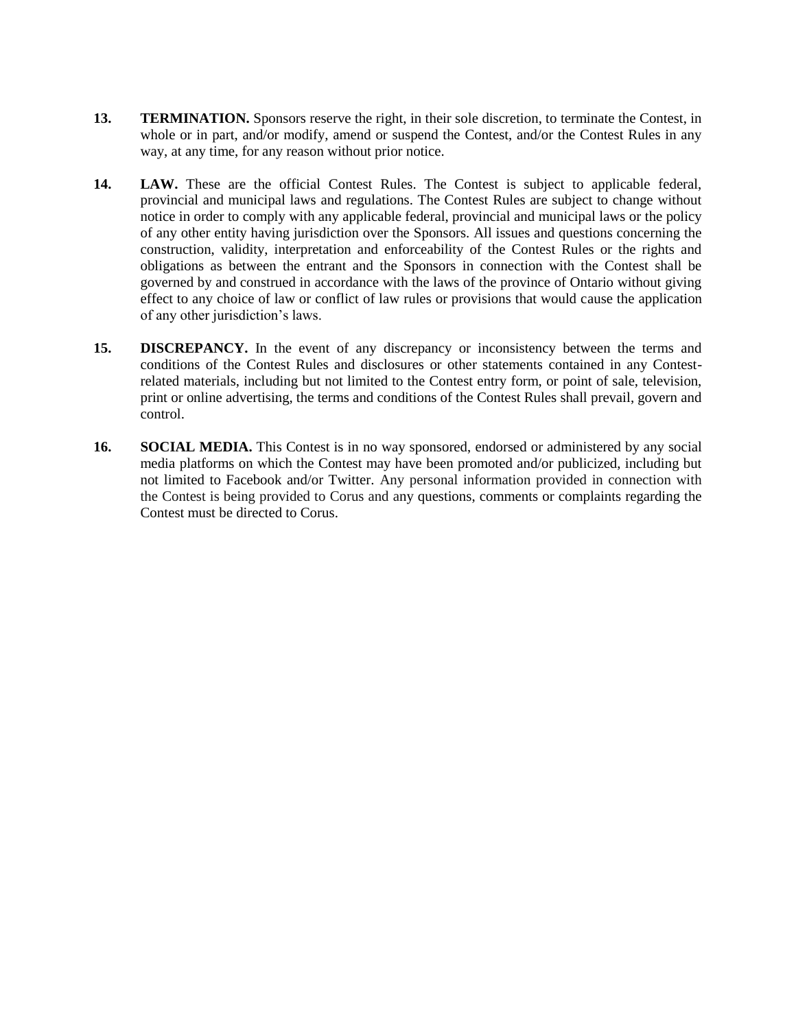13. **TERMINATION.** Sponsors reserve the right, in their sole discretion, to terminate the Contest, in whole or in part, and/or modify, amend or suspend the Contest, and/or the Contest Rules in any way, at any time, for any reason without prior notice.

14. **LAW.** These are the official Contest Rules. The Contest is subject to applicable federal, provincial and municipal laws and regulations. The Contest Rules are subject to change without notice in order to comply with any applicable federal, provincial and municipal laws or the policy of any other entity having jurisdiction over the Sponsors. All issues and questions concerning the construction, validity, interpretation and enforceability of the Contest Rules or the rights and obligations as between the entrant and the Sponsors in connection with the Contest shall be governed by and construed in accordance with the laws of the province of Ontario without giving effect to any choice of law or conflict of law rules or provisions that would cause the application of any other jurisdiction's laws.

15. **DISCREPANCY.** In the event of any discrepancy or inconsistency between the terms and conditions of the Contest Rules and disclosures or other statements contained in any Contest-related materials, including but not limited to the Contest entry form, or point of sale, television, print or online advertising, the terms and conditions of the Contest Rules shall prevail, govern and control.

16. **SOCIAL MEDIA.** This Contest is in no way sponsored, endorsed or administered by any social media platforms on which the Contest may have been promoted and/or publicized, including but not limited to Facebook and/or Twitter. Any personal information provided in connection with the Contest is being provided to Corus and any questions, comments or complaints regarding the Contest must be directed to Corus.